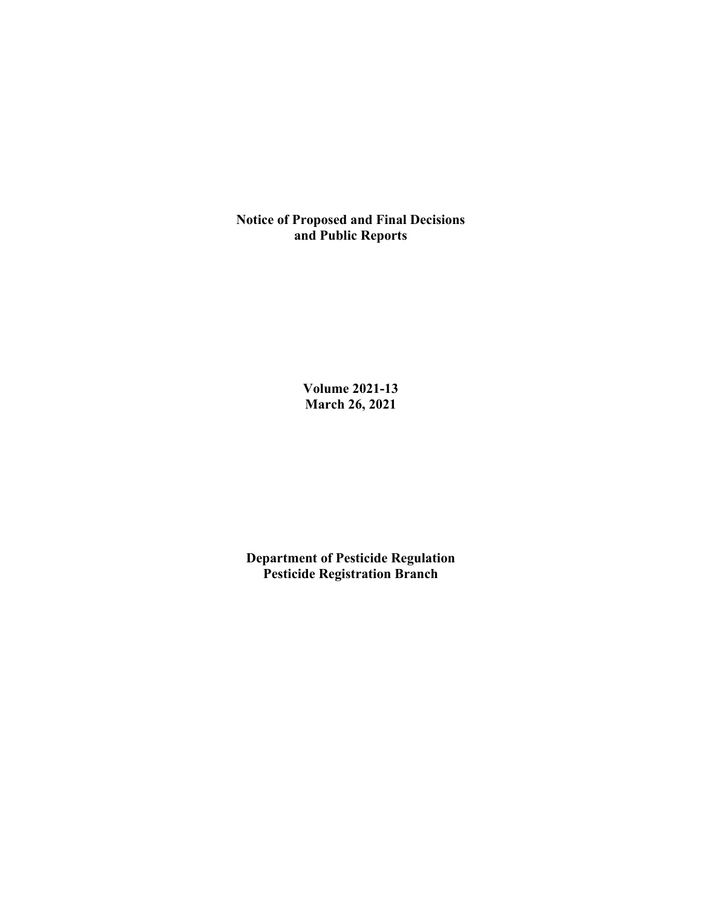# Notice of Proposed and Final Decisions and Public Reports

**Volume 2021-13**
**March 26, 2021**

**Department of Pesticide Regulation**
**Pesticide Registration Branch**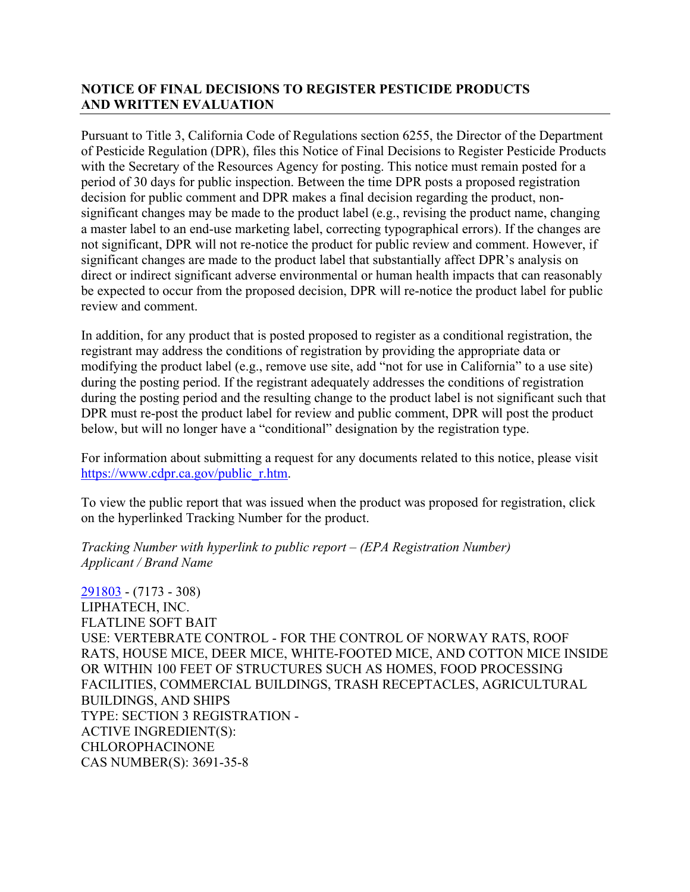## NOTICE OF FINAL DECISIONS TO REGISTER PESTICIDE PRODUCTS AND WRITTEN EVALUATION

Pursuant to Title 3, California Code of Regulations section 6255, the Director of the Department of Pesticide Regulation (DPR), files this Notice of Final Decisions to Register Pesticide Products with the Secretary of the Resources Agency for posting. This notice must remain posted for a period of 30 days for public inspection. Between the time DPR posts a proposed registration decision for public comment and DPR makes a final decision regarding the product, non-significant changes may be made to the product label (e.g., revising the product name, changing a master label to an end-use marketing label, correcting typographical errors). If the changes are not significant, DPR will not re-notice the product for public review and comment. However, if significant changes are made to the product label that substantially affect DPR's analysis on direct or indirect significant adverse environmental or human health impacts that can reasonably be expected to occur from the proposed decision, DPR will re-notice the product label for public review and comment.

In addition, for any product that is posted proposed to register as a conditional registration, the registrant may address the conditions of registration by providing the appropriate data or modifying the product label (e.g., remove use site, add "not for use in California" to a use site) during the posting period. If the registrant adequately addresses the conditions of registration during the posting period and the resulting change to the product label is not significant such that DPR must re-post the product label for review and public comment, DPR will post the product below, but will no longer have a "conditional" designation by the registration type.

For information about submitting a request for any documents related to this notice, please visit https://www.cdpr.ca.gov/public_r.htm.

To view the public report that was issued when the product was proposed for registration, click on the hyperlinked Tracking Number for the product.

*Tracking Number with hyperlink to public report – (EPA Registration Number)*
*Applicant / Brand Name*

291803 - (7173 - 308)
LIPHATECH, INC.
FLATLINE SOFT BAIT
USE: VERTEBRATE CONTROL - FOR THE CONTROL OF NORWAY RATS, ROOF RATS, HOUSE MICE, DEER MICE, WHITE-FOOTED MICE, AND COTTON MICE INSIDE OR WITHIN 100 FEET OF STRUCTURES SUCH AS HOMES, FOOD PROCESSING FACILITIES, COMMERCIAL BUILDINGS, TRASH RECEPTACLES, AGRICULTURAL BUILDINGS, AND SHIPS
TYPE: SECTION 3 REGISTRATION -
ACTIVE INGREDIENT(S):
CHLOROPHACINONE
CAS NUMBER(S): 3691-35-8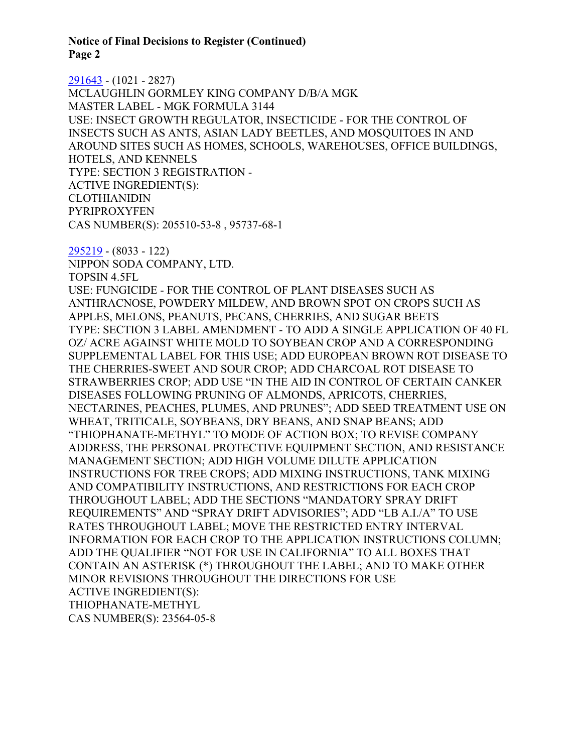291643 - (1021 - 2827)
MCLAUGHLIN GORMLEY KING COMPANY D/B/A MGK
MASTER LABEL - MGK FORMULA 3144
USE: INSECT GROWTH REGULATOR, INSECTICIDE - FOR THE CONTROL OF INSECTS SUCH AS ANTS, ASIAN LADY BEETLES, AND MOSQUITOES IN AND AROUND SITES SUCH AS HOMES, SCHOOLS, WAREHOUSES, OFFICE BUILDINGS, HOTELS, AND KENNELS
TYPE: SECTION 3 REGISTRATION -
ACTIVE INGREDIENT(S):
CLOTHIANIDIN
PYRIPROXYFEN
CAS NUMBER(S): 205510-53-8 , 95737-68-1

295219 - (8033 - 122)
NIPPON SODA COMPANY, LTD.
TOPSIN 4.5FL
USE: FUNGICIDE - FOR THE CONTROL OF PLANT DISEASES SUCH AS ANTHRACNOSE, POWDERY MILDEW, AND BROWN SPOT ON CROPS SUCH AS APPLES, MELONS, PEANUTS, PECANS, CHERRIES, AND SUGAR BEETS
TYPE: SECTION 3 LABEL AMENDMENT - TO ADD A SINGLE APPLICATION OF 40 FL OZ/ ACRE AGAINST WHITE MOLD TO SOYBEAN CROP AND A CORRESPONDING SUPPLEMENTAL LABEL FOR THIS USE; ADD EUROPEAN BROWN ROT DISEASE TO THE CHERRIES-SWEET AND SOUR CROP; ADD CHARCOAL ROT DISEASE TO STRAWBERRIES CROP; ADD USE “IN THE AID IN CONTROL OF CERTAIN CANKER DISEASES FOLLOWING PRUNING OF ALMONDS, APRICOTS, CHERRIES, NECTARINES, PEACHES, PLUMES, AND PRUNES”; ADD SEED TREATMENT USE ON WHEAT, TRITICALE, SOYBEANS, DRY BEANS, AND SNAP BEANS; ADD “THIOPHANATE-METHYL” TO MODE OF ACTION BOX; TO REVISE COMPANY ADDRESS, THE PERSONAL PROTECTIVE EQUIPMENT SECTION, AND RESISTANCE MANAGEMENT SECTION; ADD HIGH VOLUME DILUTE APPLICATION INSTRUCTIONS FOR TREE CROPS; ADD MIXING INSTRUCTIONS, TANK MIXING AND COMPATIBILITY INSTRUCTIONS, AND RESTRICTIONS FOR EACH CROP THROUGHOUT LABEL; ADD THE SECTIONS “MANDATORY SPRAY DRIFT REQUIREMENTS” AND “SPRAY DRIFT ADVISORIES”; ADD “LB A.I./A” TO USE RATES THROUGHOUT LABEL; MOVE THE RESTRICTED ENTRY INTERVAL INFORMATION FOR EACH CROP TO THE APPLICATION INSTRUCTIONS COLUMN; ADD THE QUALIFIER “NOT FOR USE IN CALIFORNIA” TO ALL BOXES THAT CONTAIN AN ASTERISK (*) THROUGHOUT THE LABEL; AND TO MAKE OTHER MINOR REVISIONS THROUGHOUT THE DIRECTIONS FOR USE
ACTIVE INGREDIENT(S):
THIOPHANATE-METHYL
CAS NUMBER(S): 23564-05-8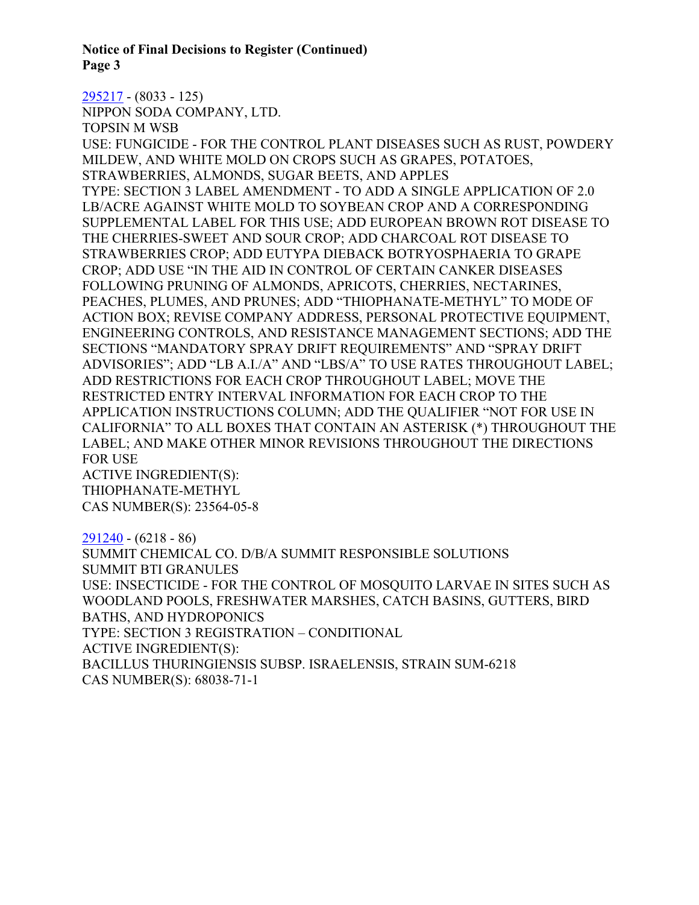295217 - (8033 - 125)
NIPPON SODA COMPANY, LTD.
TOPSIN M WSB
USE: FUNGICIDE - FOR THE CONTROL PLANT DISEASES SUCH AS RUST, POWDERY MILDEW, AND WHITE MOLD ON CROPS SUCH AS GRAPES, POTATOES, STRAWBERRIES, ALMONDS, SUGAR BEETS, AND APPLES
TYPE: SECTION 3 LABEL AMENDMENT - TO ADD A SINGLE APPLICATION OF 2.0 LB/ACRE AGAINST WHITE MOLD TO SOYBEAN CROP AND A CORRESPONDING SUPPLEMENTAL LABEL FOR THIS USE; ADD EUROPEAN BROWN ROT DISEASE TO THE CHERRIES-SWEET AND SOUR CROP; ADD CHARCOAL ROT DISEASE TO STRAWBERRIES CROP; ADD EUTYPA DIEBACK BOTRYOSPHAERIA TO GRAPE CROP; ADD USE "IN THE AID IN CONTROL OF CERTAIN CANKER DISEASES FOLLOWING PRUNING OF ALMONDS, APRICOTS, CHERRIES, NECTARINES, PEACHES, PLUMES, AND PRUNES; ADD "THIOPHANATE-METHYL" TO MODE OF ACTION BOX; REVISE COMPANY ADDRESS, PERSONAL PROTECTIVE EQUIPMENT, ENGINEERING CONTROLS, AND RESISTANCE MANAGEMENT SECTIONS; ADD THE SECTIONS "MANDATORY SPRAY DRIFT REQUIREMENTS" AND "SPRAY DRIFT ADVISORIES"; ADD "LB A.I./A" AND "LBS/A" TO USE RATES THROUGHOUT LABEL; ADD RESTRICTIONS FOR EACH CROP THROUGHOUT LABEL; MOVE THE RESTRICTED ENTRY INTERVAL INFORMATION FOR EACH CROP TO THE APPLICATION INSTRUCTIONS COLUMN; ADD THE QUALIFIER "NOT FOR USE IN CALIFORNIA" TO ALL BOXES THAT CONTAIN AN ASTERISK (*) THROUGHOUT THE LABEL; AND MAKE OTHER MINOR REVISIONS THROUGHOUT THE DIRECTIONS FOR USE
ACTIVE INGREDIENT(S):
THIOPHANATE-METHYL
CAS NUMBER(S): 23564-05-8

291240 - (6218 - 86)
SUMMIT CHEMICAL CO. D/B/A SUMMIT RESPONSIBLE SOLUTIONS
SUMMIT BTI GRANULES
USE: INSECTICIDE - FOR THE CONTROL OF MOSQUITO LARVAE IN SITES SUCH AS WOODLAND POOLS, FRESHWATER MARSHES, CATCH BASINS, GUTTERS, BIRD BATHS, AND HYDROPONICS
TYPE: SECTION 3 REGISTRATION – CONDITIONAL
ACTIVE INGREDIENT(S):
BACILLUS THURINGIENSIS SUBSP. ISRAELENSIS, STRAIN SUM-6218
CAS NUMBER(S): 68038-71-1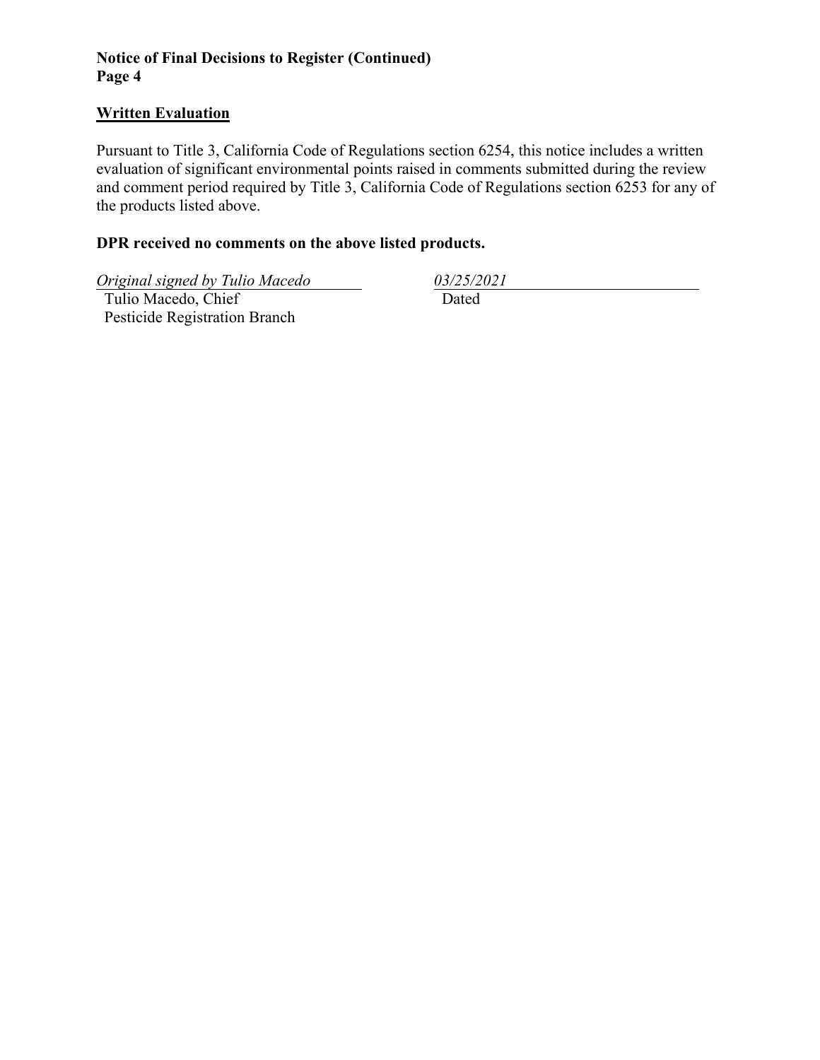## Written Evaluation

Pursuant to Title 3, California Code of Regulations section 6254, this notice includes a written evaluation of significant environmental points raised in comments submitted during the review and comment period required by Title 3, California Code of Regulations section 6253 for any of the products listed above.

**DPR received no comments on the above listed products.**

| *Original signed by Tulio Macedo* | *03/25/2021* |
|---|---|
| Tulio Macedo, Chief<br>Pesticide Registration Branch | Dated |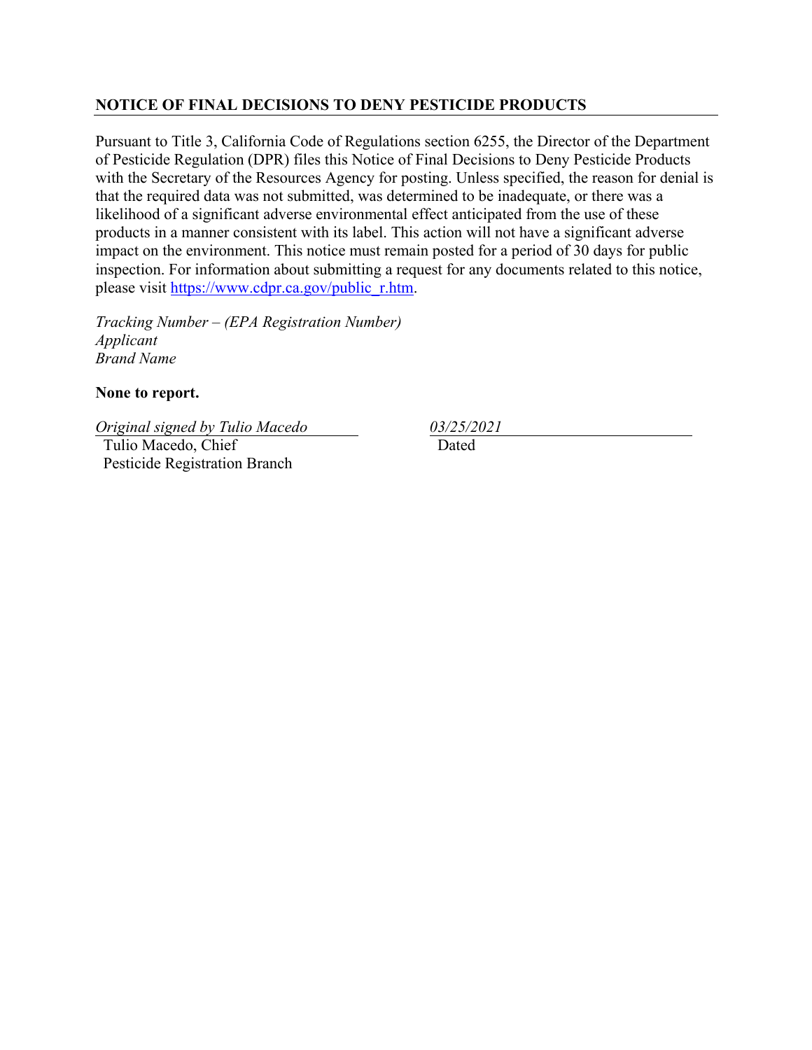## NOTICE OF FINAL DECISIONS TO DENY PESTICIDE PRODUCTS

Pursuant to Title 3, California Code of Regulations section 6255, the Director of the Department of Pesticide Regulation (DPR) files this Notice of Final Decisions to Deny Pesticide Products with the Secretary of the Resources Agency for posting. Unless specified, the reason for denial is that the required data was not submitted, was determined to be inadequate, or there was a likelihood of a significant adverse environmental effect anticipated from the use of these products in a manner consistent with its label. This action will not have a significant adverse impact on the environment. This notice must remain posted for a period of 30 days for public inspection. For information about submitting a request for any documents related to this notice, please visit https://www.cdpr.ca.gov/public_r.htm.

*Tracking Number – (EPA Registration Number)*
*Applicant*
*Brand Name*

**None to report.**

*Original signed by Tulio Macedo*
Tulio Macedo, Chief
Pesticide Registration Branch

*03/25/2021*
Dated